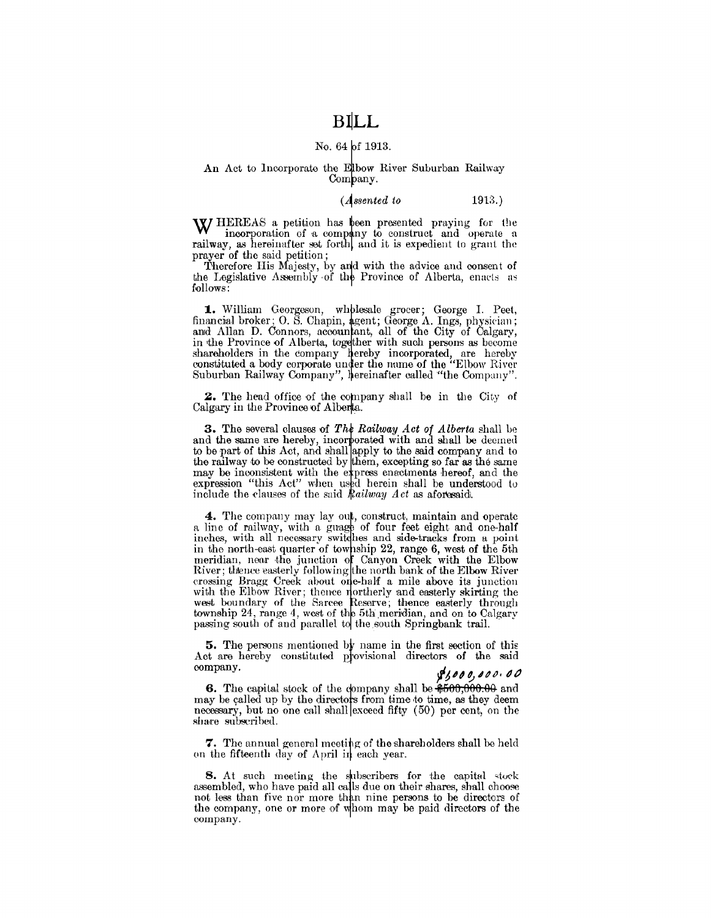# BILL

No. 64 of 1913.

An Act to Incorporate the Elbow River Suburban Railway Company.

(*Assented to* 1913.)

WHEREAS a petition has been presented praying for the incorporation of a company to construct and operate a railway, as hereinafter set forth, and it is expedient to grant the prayer of the said petition;

Therefore His Majesty, by and with the advice and consent of the Legislative Assembly of the Province of Alberta, enacts as follows:

**1.** William Georgeson, wholesale grocer; George I. Peet, financial broker; O. S. Chapin, agent; George A. Ings, physician; and Allan D. Connors, accountant, all of the City of Calgary, in the Province of Alberta, together with such persons as become shareholders in the company hereby incorporated, are hereby constituted a body corporate under the name of the "Elbow River Suburban Railway Company", hereinafter called "the Company".

**2.** The head office of the company shall be in the City of Calgary in the Province of Alberta.

**3.** The several clauses of *The Railway Act of Alberta* shall be and the same are hereby, incorporated with and shall be deemed to be part of this Act, and shall apply to the said company and to the railway to be constructed by them, excepting so far as the same may be inconsistent with the express enactments hereof, and the expression "this Act" when used herein shall be understood to include the clauses of the said *Railway Act* as aforesaid.

**4.** The company may lay out, construct, maintain and operate a line of railway, with a guage of four feet eight and one-half inches, with all necessary switches and side-tracks from a point in the north-east quarter of township 22, range 6, west of the 5th meridian, near the junction of Canyon Creek with the Elbow River; thence easterly following the north bank of the Elbow River crossing Bragg Creek about one-half a mile above its junction with the Elbow River; thence northerly and easterly skirting the west boundary of the Sarcee Reserve; thence easterly through township 24, range 4, west of the 5th meridian, and on to Calgary passing south of and parallel to the south Springbank trail.

**5.** The persons mentioned by name in the first section of this Act are hereby constituted provisional directors of the said company.

**6.** The capital stock of the company shall be ~~$500,000.00~~ $1,000,000.00 and may be called up by the directors from time to time, as they deem necessary, but no one call shall exceed fifty (50) per cent, on the share subscribed.

**7.** The annual general meeting of the shareholders shall be held on the fifteenth day of April in each year.

**8.** At such meeting the subscribers for the capital stock assembled, who have paid all calls due on their shares, shall choose not less than five nor more than nine persons to be directors of the company, one or more of whom may be paid directors of the company.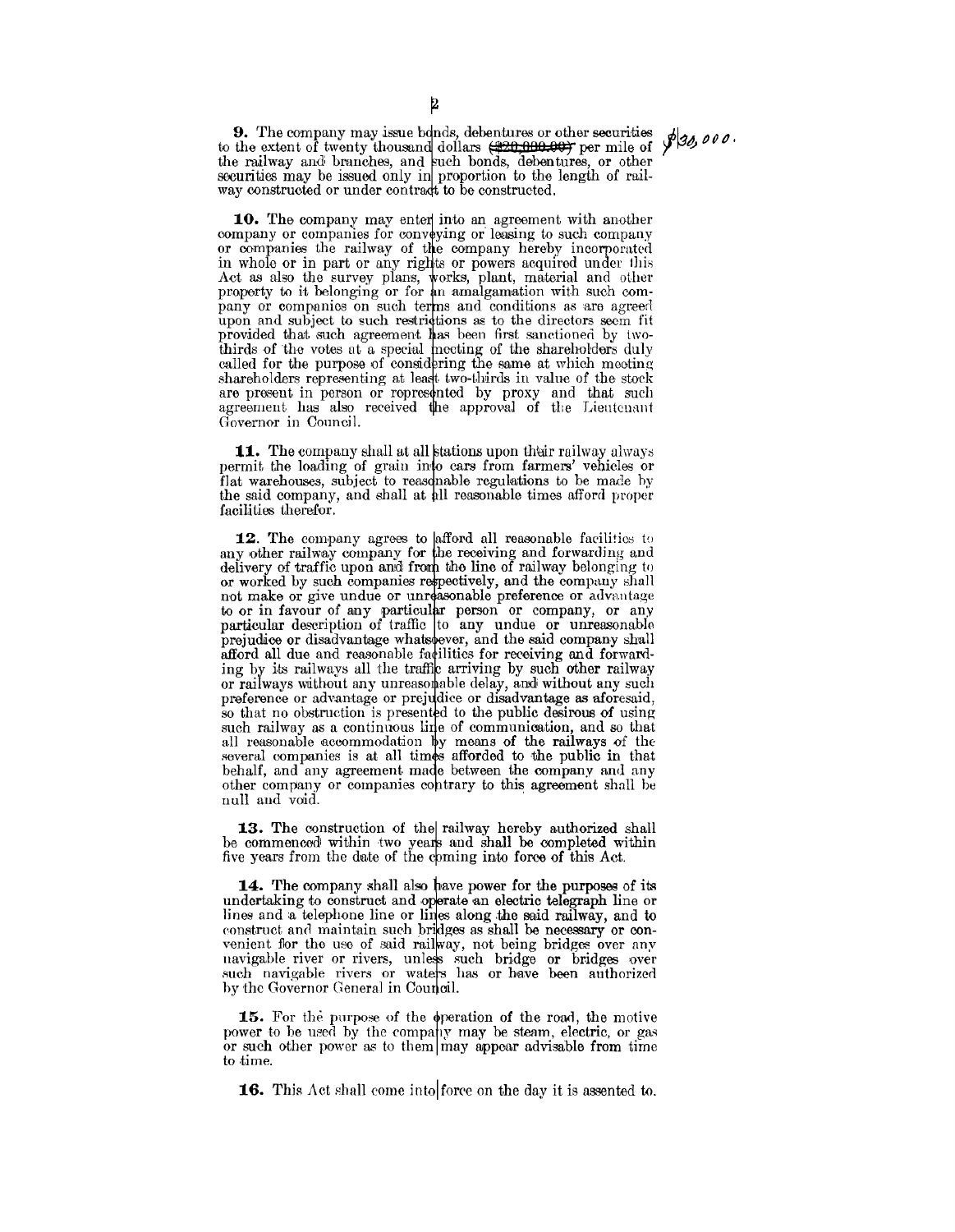**9.** The company may issue bonds, debentures or other securities to the extent of twenty thousand dollars ~~($20,000.00)~~ per mile of the railway and branches, and such bonds, debentures, or other securities may be issued only in proportion to the length of railway constructed or under contract to be constructed.

$30,000.

**10.** The company may enter into an agreement with another company or companies for conveying or leasing to such company or companies the railway of the company hereby incorporated in whole or in part or any rights or powers acquired under this Act as also the survey plans, works, plant, material and other property to it belonging or for an amalgamation with such company or companies on such terms and conditions as are agreed upon and subject to such restrictions as to the directors seem fit provided that such agreement has been first sanctioned by two-thirds of the votes at a special meeting of the shareholders duly called for the purpose of considering the same at which meeting shareholders representing at least two-thirds in value of the stock are present in person or represented by proxy and that such agreement has also received the approval of the Lieutenant Governor in Council.

**11.** The company shall at all stations upon their railway always permit the loading of grain into cars from farmers' vehicles or flat warehouses, subject to reasonable regulations to be made by the said company, and shall at all reasonable times afford proper facilities therefor.

**12.** The company agrees to afford all reasonable facilities to any other railway company for the receiving and forwarding and delivery of traffic upon and from the line of railway belonging to or worked by such companies respectively, and the company shall not make or give undue or unreasonable preference or advantage to or in favour of any particular person or company, or any particular description of traffic to any undue or unreasonable prejudice or disadvantage whatsoever, and the said company shall afford all due and reasonable facilities for receiving and forwarding by its railways all the traffic arriving by such other railway or railways without any unreasonable delay, and without any such preference or advantage or prejudice or disadvantage as aforesaid, so that no obstruction is presented to the public desirous of using such railway as a continuous line of communication, and so that all reasonable accommodation by means of the railways of the several companies is at all times afforded to the public in that behalf, and any agreement made between the company and any other company or companies contrary to this agreement shall be null and void.

**13.** The construction of the railway hereby authorized shall be commenced within two years and shall be completed within five years from the date of the coming into force of this Act.

**14.** The company shall also have power for the purposes of its undertaking to construct and operate an electric telegraph line or lines and a telephone line or lines along the said railway, and to construct and maintain such bridges as shall be necessary or convenient for the use of said railway, not being bridges over any navigable river or rivers, unless such bridge or bridges over such navigable rivers or waters has or have been authorized by the Governor General in Council.

**15.** For the purpose of the operation of the road, the motive power to be used by the company may be steam, electric, or gas or such other power as to them may appear advisable from time to time.

**16.** This Act shall come into force on the day it is assented to.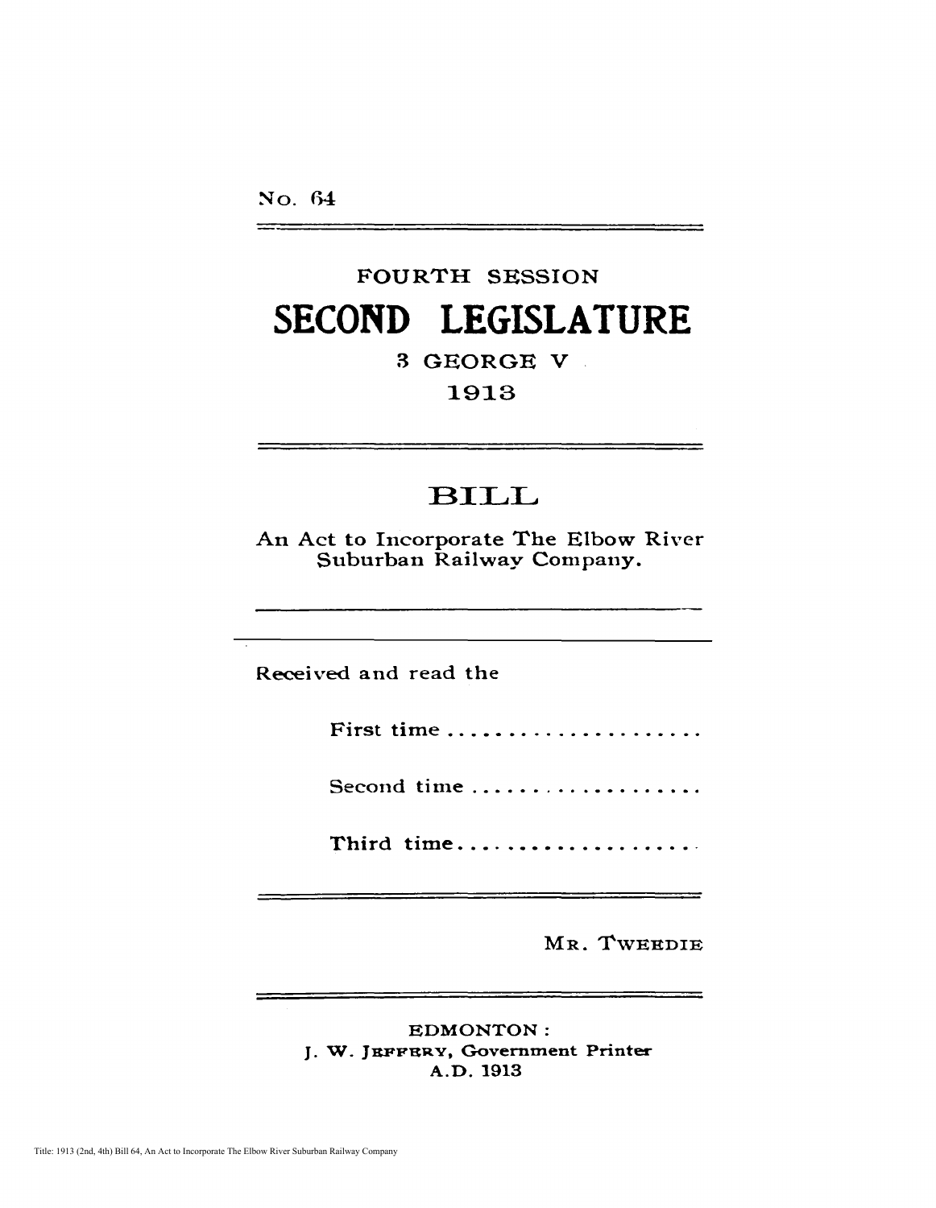No. 64

FOURTH SESSION

# SECOND LEGISLATURE

3 GEORGE V

1913

## BILL

An Act to Incorporate The Elbow River Suburban Railway Company.

Received and read the

First time ....................

Second time ....................

Third time ....................

MR. TWEEDIE

EDMONTON:
J. W. JEFFERY, Government Printer
A.D. 1913